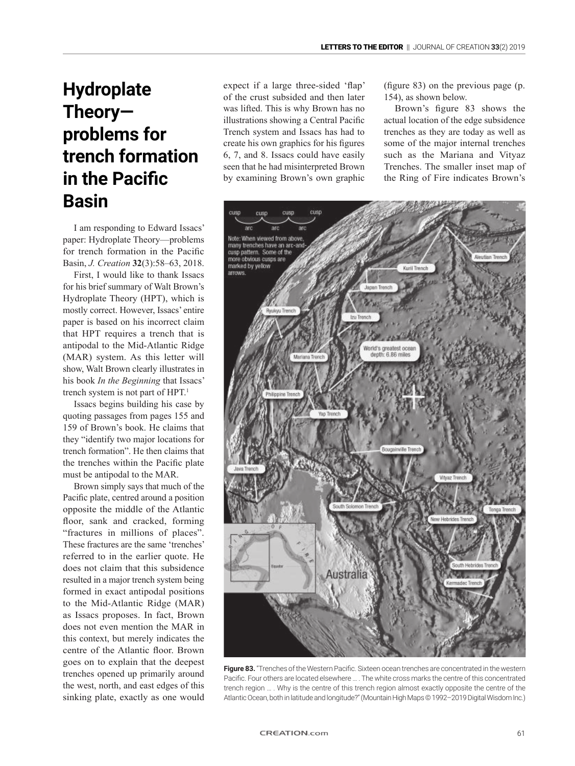# Hydroplate Theory—problems for trench formation in the Pacific Basin

I am responding to Edward Issacs' paper: Hydroplate Theory—problems for trench formation in the Pacific Basin, *J. Creation* **32**(3):58–63, 2018.

First, I would like to thank Issacs for his brief summary of Walt Brown's Hydroplate Theory (HPT), which is mostly correct. However, Issacs' entire paper is based on his incorrect claim that HPT requires a trench that is antipodal to the Mid-Atlantic Ridge (MAR) system. As this letter will show, Walt Brown clearly illustrates in his book *In the Beginning* that Issacs' trench system is not part of HPT.[1]

Issacs begins building his case by quoting passages from pages 155 and 159 of Brown's book. He claims that they "identify two major locations for trench formation". He then claims that the trenches within the Pacific plate must be antipodal to the MAR.

Brown simply says that much of the Pacific plate, centred around a position opposite the middle of the Atlantic floor, sank and cracked, forming "fractures in millions of places". These fractures are the same 'trenches' referred to in the earlier quote. He does not claim that this subsidence resulted in a major trench system being formed in exact antipodal positions to the Mid-Atlantic Ridge (MAR) as Issacs proposes. In fact, Brown does not even mention the MAR in this context, but merely indicates the centre of the Atlantic floor. Brown goes on to explain that the deepest trenches opened up primarily around the west, north, and east edges of this sinking plate, exactly as one would expect if a large three-sided 'flap' of the crust subsided and then later was lifted. This is why Brown has no illustrations showing a Central Pacific Trench system and Issacs has had to create his own graphics for his figures 6, 7, and 8. Issacs could have easily seen that he had misinterpreted Brown by examining Brown's own graphic (figure 83) on the previous page (p. 154), as shown below.

Brown's figure 83 shows the actual location of the edge subsidence trenches as they are today as well as some of the major internal trenches such as the Mariana and Vityaz Trenches. The smaller inset map of the Ring of Fire indicates Brown's

**Figure 83.** "Trenches of the Western Pacific. Sixteen ocean trenches are concentrated in the western Pacific. Four others are located elsewhere … . The white cross marks the centre of this concentrated trench region … . Why is the centre of this trench region almost exactly opposite the centre of the Atlantic Ocean, both in latitude and longitude?" (Mountain High Maps © 1992–2019 Digital Wisdom Inc.)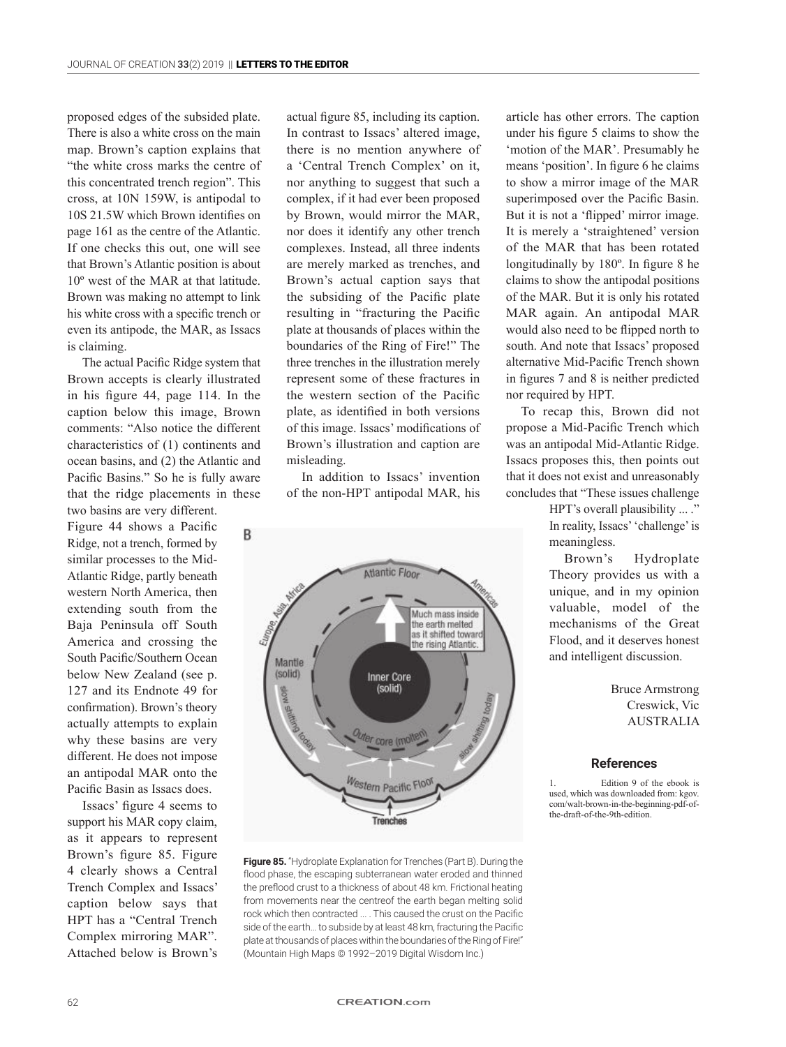proposed edges of the subsided plate. There is also a white cross on the main map. Brown's caption explains that "the white cross marks the centre of this concentrated trench region". This cross, at 10N 159W, is antipodal to 10S 21.5W which Brown identifies on page 161 as the centre of the Atlantic. If one checks this out, one will see that Brown's Atlantic position is about 10º west of the MAR at that latitude. Brown was making no attempt to link his white cross with a specific trench or even its antipode, the MAR, as Issacs is claiming.

The actual Pacific Ridge system that Brown accepts is clearly illustrated in his figure 44, page 114. In the caption below this image, Brown comments: "Also notice the different characteristics of (1) continents and ocean basins, and (2) the Atlantic and Pacific Basins." So he is fully aware that the ridge placements in these two basins are very different. Figure 44 shows a Pacific Ridge, not a trench, formed by similar processes to the Mid-Atlantic Ridge, partly beneath western North America, then extending south from the Baja Peninsula off South America and crossing the South Pacific/Southern Ocean below New Zealand (see p. 127 and its Endnote 49 for confirmation). Brown's theory actually attempts to explain why these basins are very different. He does not impose an antipodal MAR onto the Pacific Basin as Issacs does.

Issacs' figure 4 seems to support his MAR copy claim, as it appears to represent Brown's figure 85. Figure 4 clearly shows a Central Trench Complex and Issacs' caption below says that HPT has a "Central Trench Complex mirroring MAR". Attached below is Brown's actual figure 85, including its caption. In contrast to Issacs' altered image, there is no mention anywhere of a 'Central Trench Complex' on it, nor anything to suggest that such a complex, if it had ever been proposed by Brown, would mirror the MAR, nor does it identify any other trench complexes. Instead, all three indents are merely marked as trenches, and Brown's actual caption says that the subsiding of the Pacific plate resulting in "fracturing the Pacific plate at thousands of places within the boundaries of the Ring of Fire!" The three trenches in the illustration merely represent some of these fractures in the western section of the Pacific plate, as identified in both versions of this image. Issacs' modifications of Brown's illustration and caption are misleading.

In addition to Issacs' invention of the non-HPT antipodal MAR, his article has other errors. The caption under his figure 5 claims to show the 'motion of the MAR'. Presumably he means 'position'. In figure 6 he claims to show a mirror image of the MAR superimposed over the Pacific Basin. But it is not a 'flipped' mirror image. It is merely a 'straightened' version of the MAR that has been rotated longitudinally by 180º. In figure 8 he claims to show the antipodal positions of the MAR. But it is only his rotated MAR again. An antipodal MAR would also need to be flipped north to south. And note that Issacs' proposed alternative Mid-Pacific Trench shown in figures 7 and 8 is neither predicted nor required by HPT.

To recap this, Brown did not propose a Mid-Pacific Trench which was an antipodal Mid-Atlantic Ridge. Issacs proposes this, then points out that it does not exist and unreasonably concludes that "These issues challenge HPT's overall plausibility ... ." In reality, Issacs' 'challenge' is meaningless.

Brown's Hydroplate Theory provides us with a unique, and in my opinion valuable, model of the mechanisms of the Great Flood, and it deserves honest and intelligent discussion.

Bruce Armstrong
Creswick, Vic
AUSTRALIA

B

Atlantic Floor

Americas

Europe, Asia, Africa

Much mass inside the earth melted as it shifted toward the rising Atlantic.

Mantle (solid)

Inner Core (solid)

slow shifting today

slow shifting today

Outer core (molten)

Western Pacific Floor

Trenches

**Figure 85.** "Hydroplate Explanation for Trenches (Part B). During the flood phase, the escaping subterranean water eroded and thinned the preflood crust to a thickness of about 48 km. Frictional heating from movements near the centreof the earth began melting solid rock which then contracted ... . This caused the crust on the Pacific side of the earth... to subside by at least 48 km, fracturing the Pacific plate at thousands of places within the boundaries of the Ring of Fire!" (Mountain High Maps © 1992–2019 Digital Wisdom Inc.)

## References

1. Edition 9 of the ebook is used, which was downloaded from: kgov.com/walt-brown-in-the-beginning-pdf-of-the-draft-of-the-9th-edition.